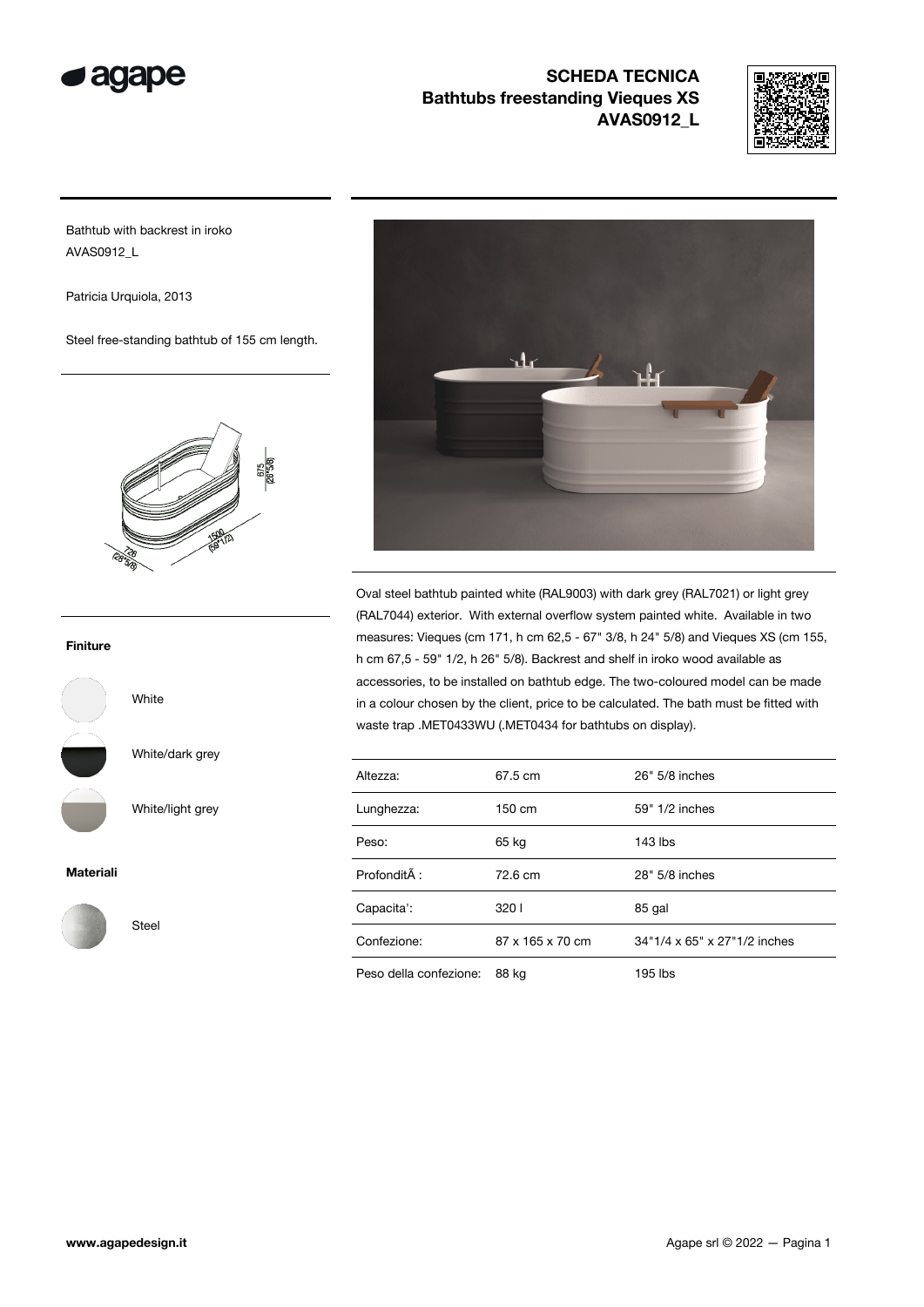# SCHEDA TECNICA
## Bathtubs freestanding Vieques XS
## AVAS0912_L

Bathtub with backrest in iroko
AVAS0912_L

Patricia Urquiola, 2013

Steel free-standing bathtub of 155 cm length.

Oval steel bathtub painted white (RAL9003) with dark grey (RAL7021) or light grey (RAL7044) exterior. With external overflow system painted white. Available in two measures: Vieques (cm 171, h cm 62,5 - 67" 3/8, h 24" 5/8) and Vieques XS (cm 155, h cm 67,5 - 59" 1/2, h 26" 5/8). Backrest and shelf in iroko wood available as accessories, to be installed on bathtub edge. The two-coloured model can be made in a colour chosen by the client, price to be calculated. The bath must be fitted with waste trap .MET0433WU (.MET0434 for bathtubs on display).

**Finiture**

White

White/dark grey

White/light grey

**Materiali**

Steel

| | | |
|---|---|---|
| Altezza: | 67.5 cm | 26" 5/8 inches |
| Lunghezza: | 150 cm | 59" 1/2 inches |
| Peso: | 65 kg | 143 lbs |
| ProfonditÃ : | 72.6 cm | 28" 5/8 inches |
| Capacita': | 320 l | 85 gal |
| Confezione: | 87 x 165 x 70 cm | 34"1/4 x 65" x 27"1/2 inches |
| Peso della confezione: | 88 kg | 195 lbs |

www.agapedesign.it

Agape srl © 2022 — Pagina 1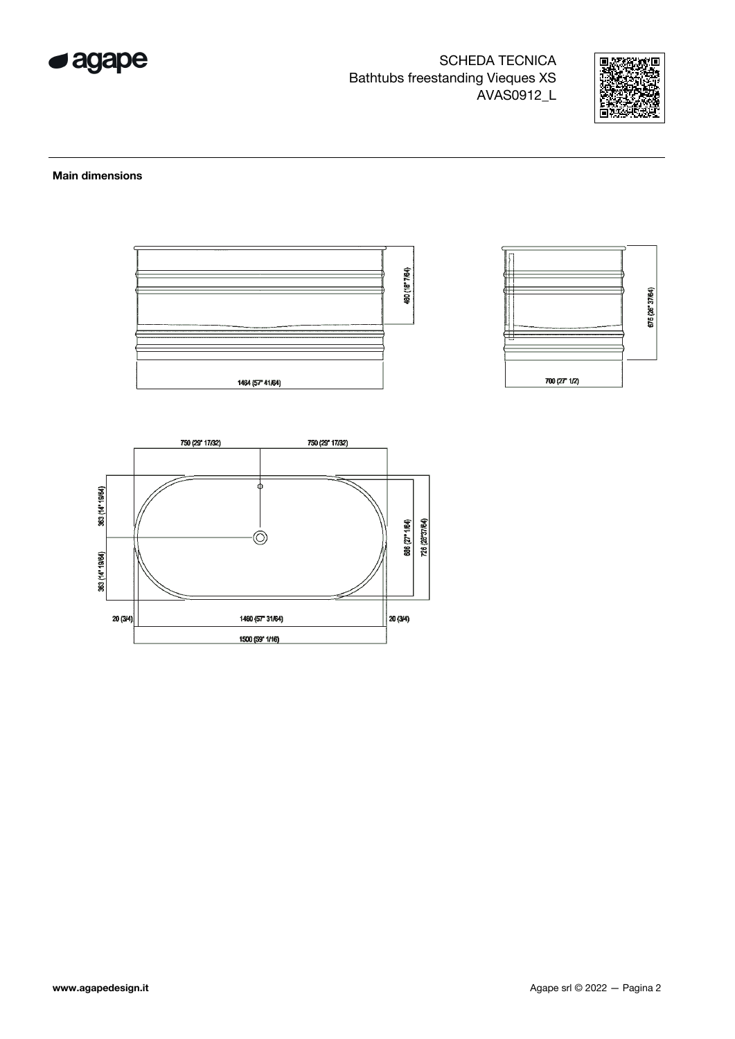SCHEDA TECNICA
Bathtubs freestanding Vieques XS
AVAS0912_L

**Main dimensions**

480 (18" 7/64)

1464 (57" 41/64)

675 (26" 37/64)

700 (27" 1/2)

750 (29" 17/32)

750 (29" 17/32)

363 (14" 19/64)

363 (14" 19/64)

686 (27" 1/64)

726 (28"37/64)

20 (3/4)

1460 (57" 31/64)

20 (3/4)

1500 (59" 1/16)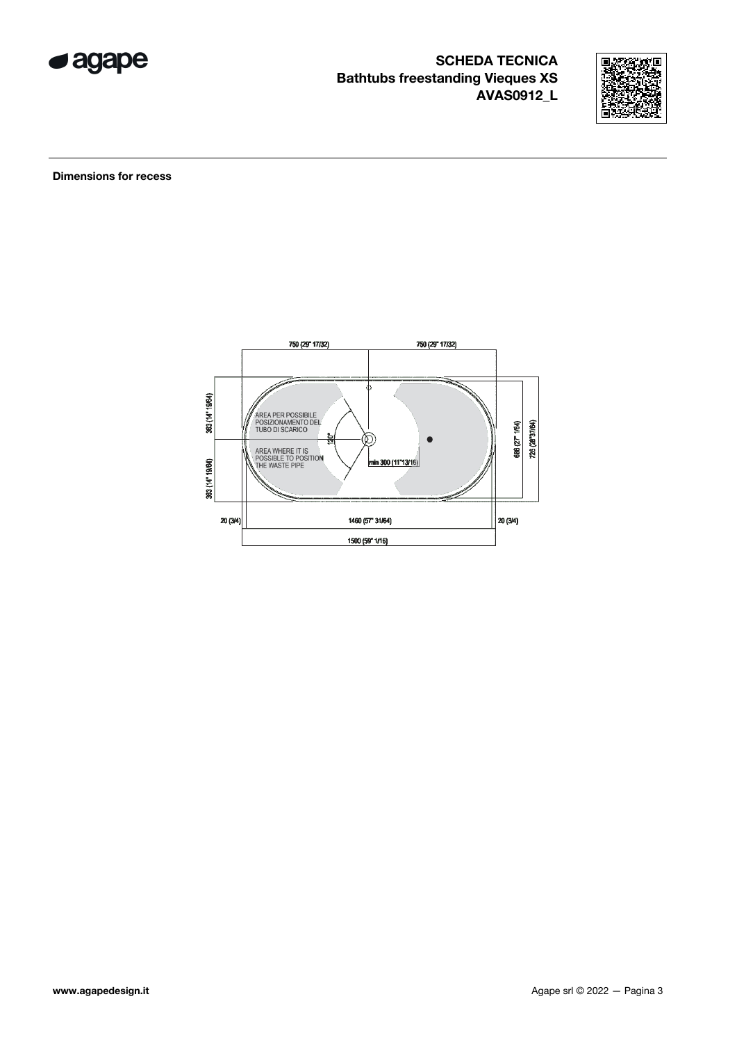# SCHEDA TECNICA
## Bathtubs freestanding Vieques XS
## AVAS0912_L

**Dimensions for recess**

750 (29" 17/32) 750 (29" 17/32)

363 (14" 19/64)

363 (14" 19/64)

AREA PER POSSIBILE POSIZIONAMENTO DEL TUBO DI SCARICO

AREA WHERE IT IS POSSIBLE TO POSITION THE WASTE PIPE

120°

min 300 (11"13/16)

686 (27" 1/64)

726 (28"37/64)

20 (3/4) 1460 (57" 31/64) 20 (3/4)

1500 (59" 1/16)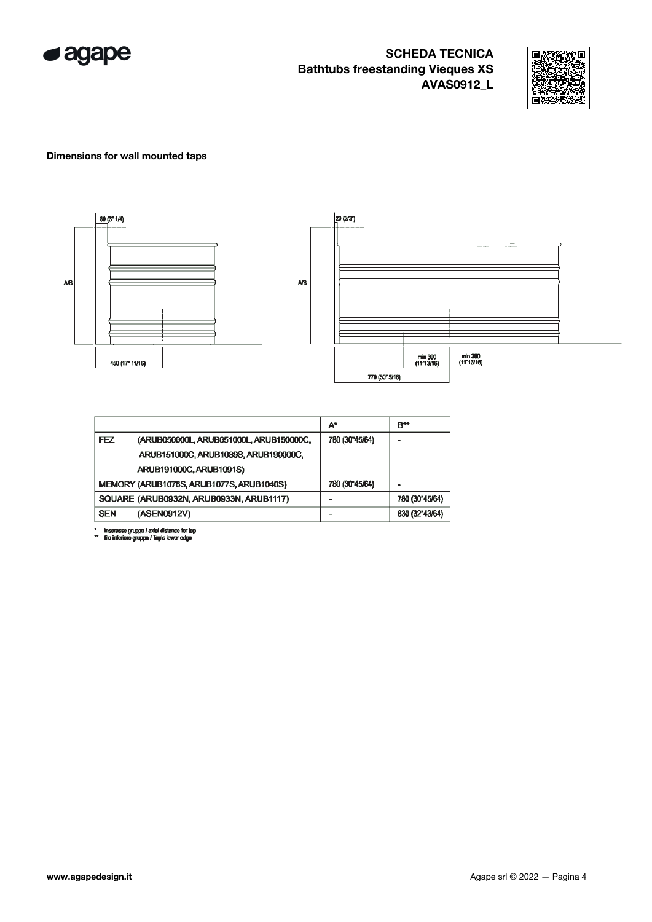**SCHEDA TECNICA**
**Bathtubs freestanding Vieques XS**
**AVAS0912_L**

## Dimensions for wall mounted taps

80 (3" 1/4)

A/B

450 (17" 11/16)

20 (2/3")

A/B

min 300 (11"13/16)

min 300 (11"13/16)

770 (30" 5/16)

| | A* | B** |
|---|---|---|
| FEZ (ARUB050000L, ARUB051000L, ARUB150000C, ARUB151000C, ARUB1089S, ARUB190000C, ARUB191000C, ARUB1091S) | 780 (30"45/64) | - |
| MEMORY (ARUB1076S, ARUB1077S, ARUB1040S) | 780 (30"45/64) | - |
| SQUARE (ARUB0932N, ARUB0933N, ARUB1117) | - | 780 (30"45/64) |
| SEN (ASEN0912V) | - | 830 (32"43/64) |

\* interasse gruppo / axial distance for tap
\*\* filo inferiore gruppo / Tap's lower edge

www.agapedesign.it

Agape srl © 2022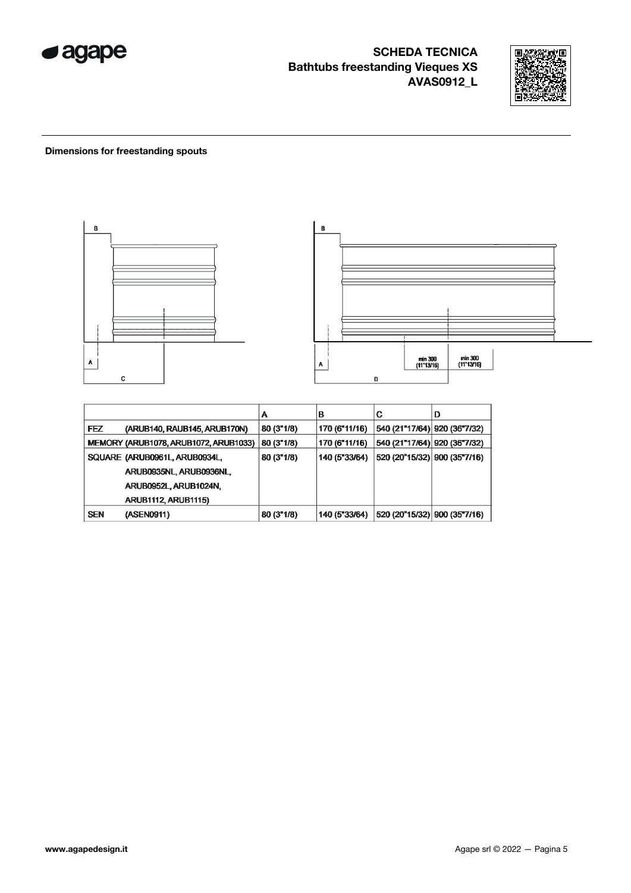**SCHEDA TECNICA**
**Bathtubs freestanding Vieques XS**
**AVAS0912_L**

**Dimensions for freestanding spouts**

| | A | B | C | D |
|---|---|---|---|---|
| FEZ (ARUB140, RAUB145, ARUB170N) | 80 (3"1/8) | 170 (6"11/16) | 540 (21"17/64) | 920 (36"7/32) |
| MEMORY (ARUB1078, ARUB1072, ARUB1033) | 80 (3"1/8) | 170 (6"11/16) | 540 (21"17/64) | 920 (36"7/32) |
| SQUARE (ARUB0961L, ARUB0934L, ARUB0935NL, ARUB0936NL, ARUB0952L, ARUB1024N, ARUB1112, ARUB1115) | 80 (3"1/8) | 140 (5"33/64) | 520 (20"15/32) | 900 (35"7/16) |
| SEN (ASEN0911) | 80 (3"1/8) | 140 (5"33/64) | 520 (20"15/32) | 900 (35"7/16) |

www.agapedesign.it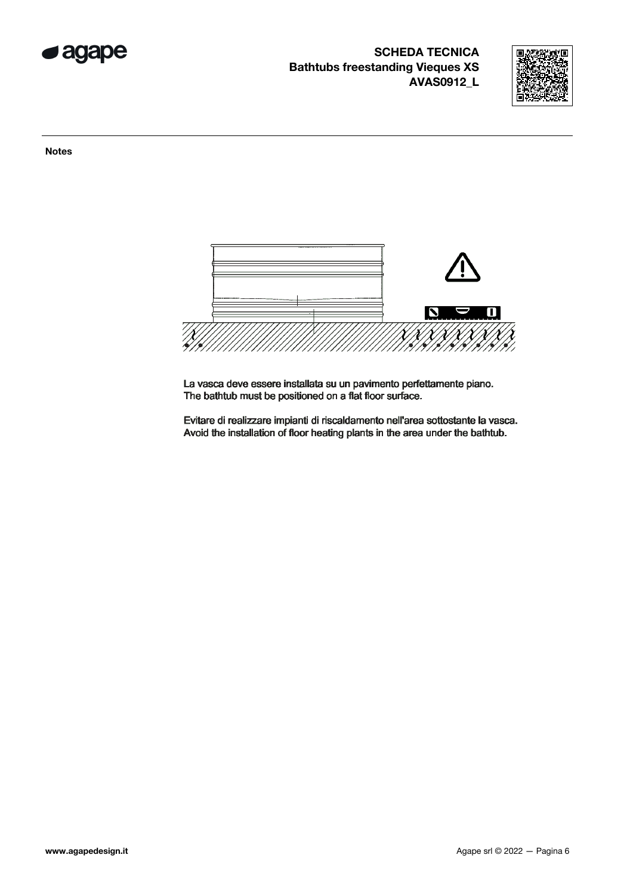**Notes**

La vasca deve essere installata su un pavimento perfettamente piano.
The bathtub must be positioned on a flat floor surface.

Evitare di realizzare impianti di riscaldamento nell'area sottostante la vasca.
Avoid the installation of floor heating plants in the area under the bathtub.